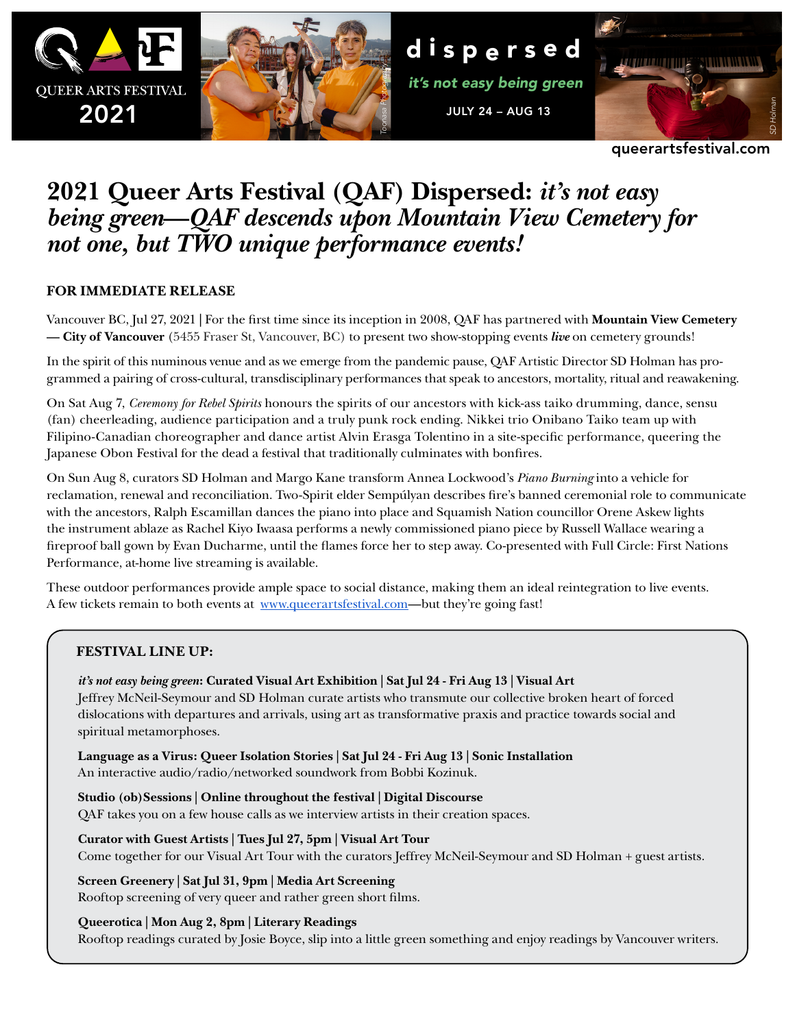QUEER ARTS FESTIVAL 2021

dispersed

*it's not easy being green*

JULY 24 – AUG 13

queerartsfestival.com

# 2021 Queer Arts Festival (QAF) Dispersed: *it's not easy being green—QAF descends upon Mountain View Cemetery for not one, but TWO unique performance events!*

**FOR IMMEDIATE RELEASE**

Vancouver BC, Jul 27, 2021 | For the first time since its inception in 2008, QAF has partnered with **Mountain View Cemetery — City of Vancouver** (5455 Fraser St, Vancouver, BC) to present two show-stopping events ***live*** on cemetery grounds!

In the spirit of this numinous venue and as we emerge from the pandemic pause, QAF Artistic Director SD Holman has programmed a pairing of cross-cultural, transdisciplinary performances that speak to ancestors, mortality, ritual and reawakening.

On Sat Aug 7, *Ceremony for Rebel Spirits* honours the spirits of our ancestors with kick-ass taiko drumming, dance, sensu (fan) cheerleading, audience participation and a truly punk rock ending. Nikkei trio Onibano Taiko team up with Filipino-Canadian choreographer and dance artist Alvin Erasga Tolentino in a site-specific performance, queering the Japanese Obon Festival for the dead a festival that traditionally culminates with bonfires.

On Sun Aug 8, curators SD Holman and Margo Kane transform Annea Lockwood's *Piano Burning* into a vehicle for reclamation, renewal and reconciliation. Two-Spirit elder Sempúlyan describes fire's banned ceremonial role to communicate with the ancestors, Ralph Escamillan dances the piano into place and Squamish Nation councillor Orene Askew lights the instrument ablaze as Rachel Kiyo Iwaasa performs a newly commissioned piano piece by Russell Wallace wearing a fireproof ball gown by Evan Ducharme, until the flames force her to step away. Co-presented with Full Circle: First Nations Performance, at-home live streaming is available.

These outdoor performances provide ample space to social distance, making them an ideal reintegration to live events. A few tickets remain to both events at [www.queerartsfestival.com](www.queerartsfestival.com)—but they're going fast!

**FESTIVAL LINE UP:**

***it's not easy being green*: Curated Visual Art Exhibition | Sat Jul 24 - Fri Aug 13 | Visual Art**
Jeffrey McNeil-Seymour and SD Holman curate artists who transmute our collective broken heart of forced dislocations with departures and arrivals, using art as transformative praxis and practice towards social and spiritual metamorphoses.

**Language as a Virus: Queer Isolation Stories | Sat Jul 24 - Fri Aug 13 | Sonic Installation**
An interactive audio/radio/networked soundwork from Bobbi Kozinuk.

**Studio (ob)Sessions | Online throughout the festival | Digital Discourse**
QAF takes you on a few house calls as we interview artists in their creation spaces.

**Curator with Guest Artists | Tues Jul 27, 5pm | Visual Art Tour**
Come together for our Visual Art Tour with the curators Jeffrey McNeil-Seymour and SD Holman + guest artists.

**Screen Greenery | Sat Jul 31, 9pm | Media Art Screening**
Rooftop screening of very queer and rather green short films.

**Queerotica | Mon Aug 2, 8pm | Literary Readings**
Rooftop readings curated by Josie Boyce, slip into a little green something and enjoy readings by Vancouver writers.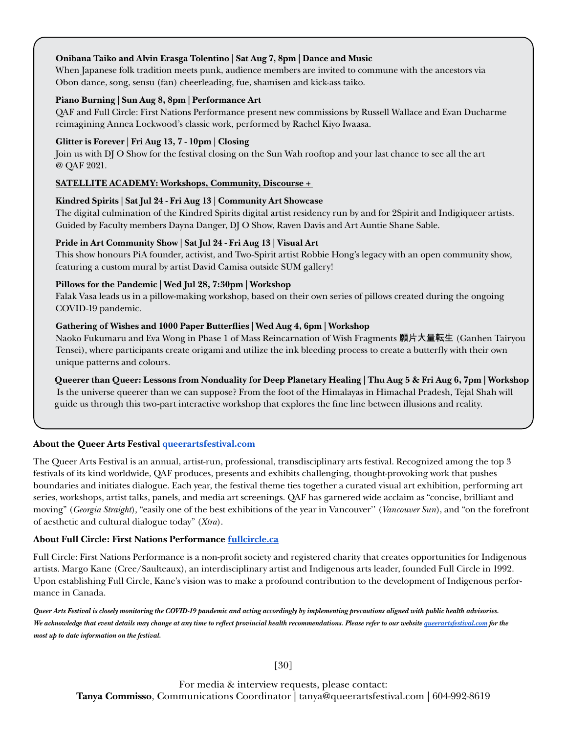**Onibana Taiko and Alvin Erasga Tolentino | Sat Aug 7, 8pm | Dance and Music**
When Japanese folk tradition meets punk, audience members are invited to commune with the ancestors via Obon dance, song, sensu (fan) cheerleading, fue, shamisen and kick-ass taiko.

**Piano Burning | Sun Aug 8, 8pm | Performance Art**
QAF and Full Circle: First Nations Performance present new commissions by Russell Wallace and Evan Ducharme reimagining Annea Lockwood's classic work, performed by Rachel Kiyo Iwaasa.

**Glitter is Forever | Fri Aug 13, 7 - 10pm | Closing**
Join us with DJ O Show for the festival closing on the Sun Wah rooftop and your last chance to see all the art @ QAF 2021.

**SATELLITE ACADEMY: Workshops, Community, Discourse +**

**Kindred Spirits | Sat Jul 24 - Fri Aug 13 | Community Art Showcase**
The digital culmination of the Kindred Spirits digital artist residency run by and for 2Spirit and Indigiqueer artists. Guided by Faculty members Dayna Danger, DJ O Show, Raven Davis and Art Auntie Shane Sable.

**Pride in Art Community Show | Sat Jul 24 - Fri Aug 13 | Visual Art**
This show honours PiA founder, activist, and Two-Spirit artist Robbie Hong's legacy with an open community show, featuring a custom mural by artist David Camisa outside SUM gallery!

**Pillows for the Pandemic | Wed Jul 28, 7:30pm | Workshop**
Falak Vasa leads us in a pillow-making workshop, based on their own series of pillows created during the ongoing COVID-19 pandemic.

**Gathering of Wishes and 1000 Paper Butterflies | Wed Aug 4, 6pm | Workshop**
Naoko Fukumaru and Eva Wong in Phase 1 of Mass Reincarnation of Wish Fragments 願片大量転生 (Ganhen Tairyou Tensei), where participants create origami and utilize the ink bleeding process to create a butterfly with their own unique patterns and colours.

**Queerer than Queer: Lessons from Nonduality for Deep Planetary Healing | Thu Aug 5 & Fri Aug 6, 7pm | Workshop**
Is the universe queerer than we can suppose? From the foot of the Himalayas in Himachal Pradesh, Tejal Shah will guide us through this two-part interactive workshop that explores the fine line between illusions and reality.

**About the Queer Arts Festival [queerartsfestival.com](queerartsfestival.com)**

The Queer Arts Festival is an annual, artist-run, professional, transdisciplinary arts festival. Recognized among the top 3 festivals of its kind worldwide, QAF produces, presents and exhibits challenging, thought-provoking work that pushes boundaries and initiates dialogue. Each year, the festival theme ties together a curated visual art exhibition, performing art series, workshops, artist talks, panels, and media art screenings. QAF has garnered wide acclaim as "concise, brilliant and moving" (*Georgia Straight*), "easily one of the best exhibitions of the year in Vancouver'' (*Vancouver Sun*), and "on the forefront of aesthetic and cultural dialogue today" (*Xtra*).

**About Full Circle: First Nations Performance [fullcircle.ca](fullcircle.ca)**

Full Circle: First Nations Performance is a non-profit society and registered charity that creates opportunities for Indigenous artists. Margo Kane (Cree/Saulteaux), an interdisciplinary artist and Indigenous arts leader, founded Full Circle in 1992. Upon establishing Full Circle, Kane's vision was to make a profound contribution to the development of Indigenous performance in Canada.

***Queer Arts Festival is closely monitoring the COVID-19 pandemic and acting accordingly by implementing precautions aligned with public health advisories. We acknowledge that event details may change at any time to reflect provincial health recommendations. Please refer to our website [queerartsfestival.com](queerartsfestival.com) for the most up to date information on the festival.***

For media & interview requests, please contact:
**Tanya Commisso**, Communications Coordinator | tanya@queerartsfestival.com | 604-992-8619